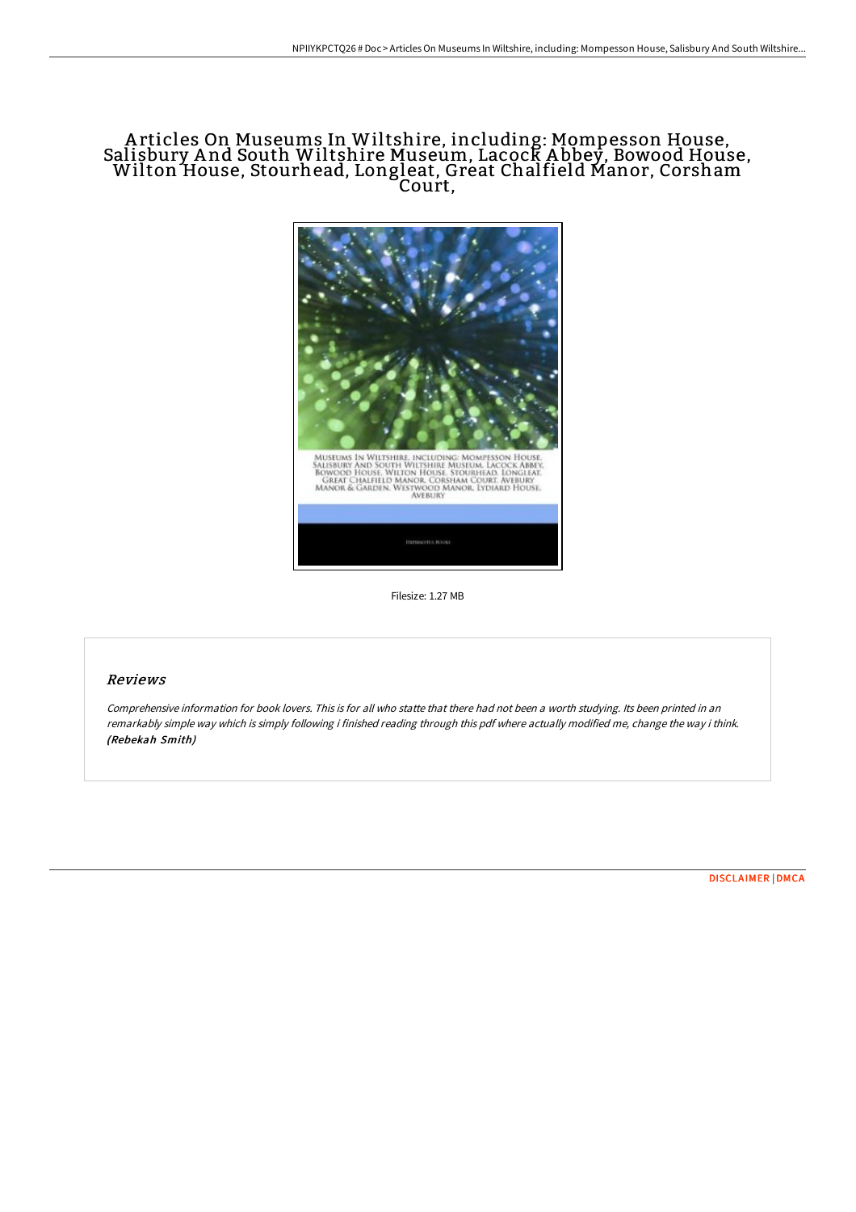# Articles On Museums In Wiltshire, including: Mompesson House, Salisbury And South Wiltshire Museum, Lacock Abbey, Bowood House, Wilton House, Stourhead, Longleat, Great Chalfield Manor, Corsham Court,

Filesize: 1.27 MB

## Reviews

*Comprehensive information for book lovers. This is for all who statte that there had not been a worth studying. Its been printed in an remarkably simple way which is simply following i finished reading through this pdf where actually modified me, change the way i think.* ***(Rebekah Smith)***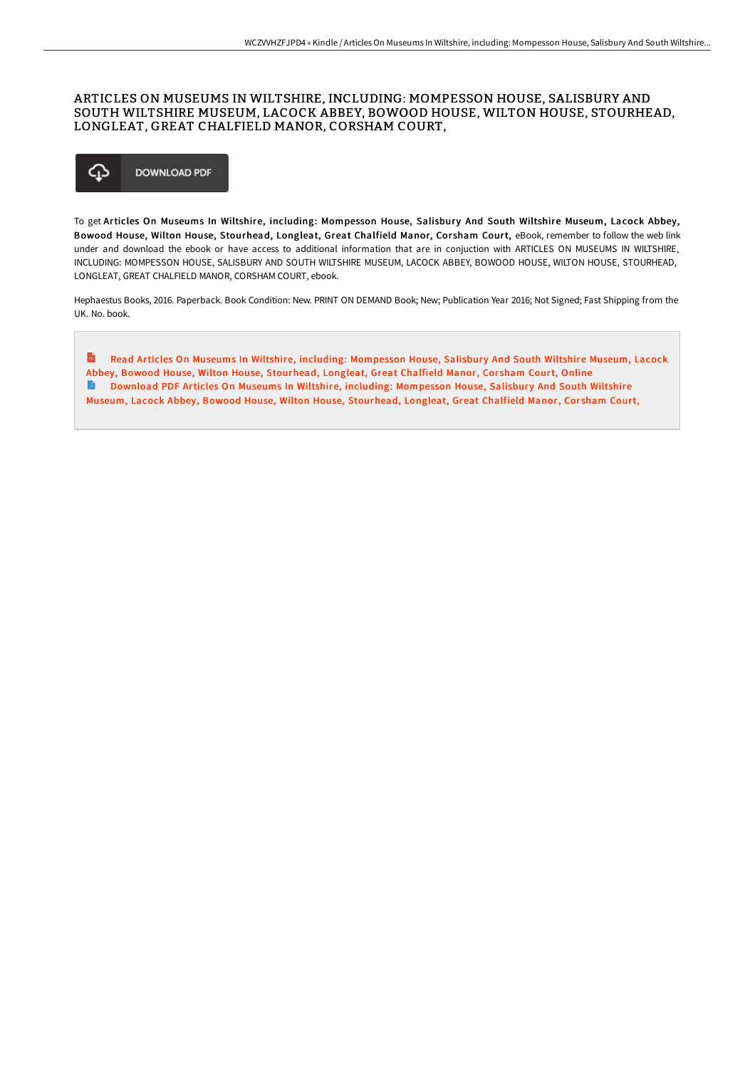# ARTICLES ON MUSEUMS IN WILTSHIRE, INCLUDING: MOMPESSON HOUSE, SALISBURY AND SOUTH WILTSHIRE MUSEUM, LACOCK ABBEY, BOWOOD HOUSE, WILTON HOUSE, STOURHEAD, LONGLEAT, GREAT CHALFIELD MANOR, CORSHAM COURT,

DOWNLOAD PDF

To get **Articles On Museums In Wiltshire, including: Mompesson House, Salisbury And South Wiltshire Museum, Lacock Abbey, Bowood House, Wilton House, Stourhead, Longleat, Great Chalfield Manor, Corsham Court,** eBook, remember to follow the web link under and download the ebook or have access to additional information that are in conjuction with ARTICLES ON MUSEUMS IN WILTSHIRE, INCLUDING: MOMPESSON HOUSE, SALISBURY AND SOUTH WILTSHIRE MUSEUM, LACOCK ABBEY, BOWOOD HOUSE, WILTON HOUSE, STOURHEAD, LONGLEAT, GREAT CHALFIELD MANOR, CORSHAM COURT, ebook.

Hephaestus Books, 2016. Paperback. Book Condition: New. PRINT ON DEMAND Book; New; Publication Year 2016; Not Signed; Fast Shipping from the UK. No. book.

- Read Articles On Museums In Wiltshire, including: Mompesson House, Salisbury And South Wiltshire Museum, Lacock Abbey, Bowood House, Wilton House, Stourhead, Longleat, Great Chalfield Manor, Corsham Court, Online
- Download PDF Articles On Museums In Wiltshire, including: Mompesson House, Salisbury And South Wiltshire Museum, Lacock Abbey, Bowood House, Wilton House, Stourhead, Longleat, Great Chalfield Manor, Corsham Court,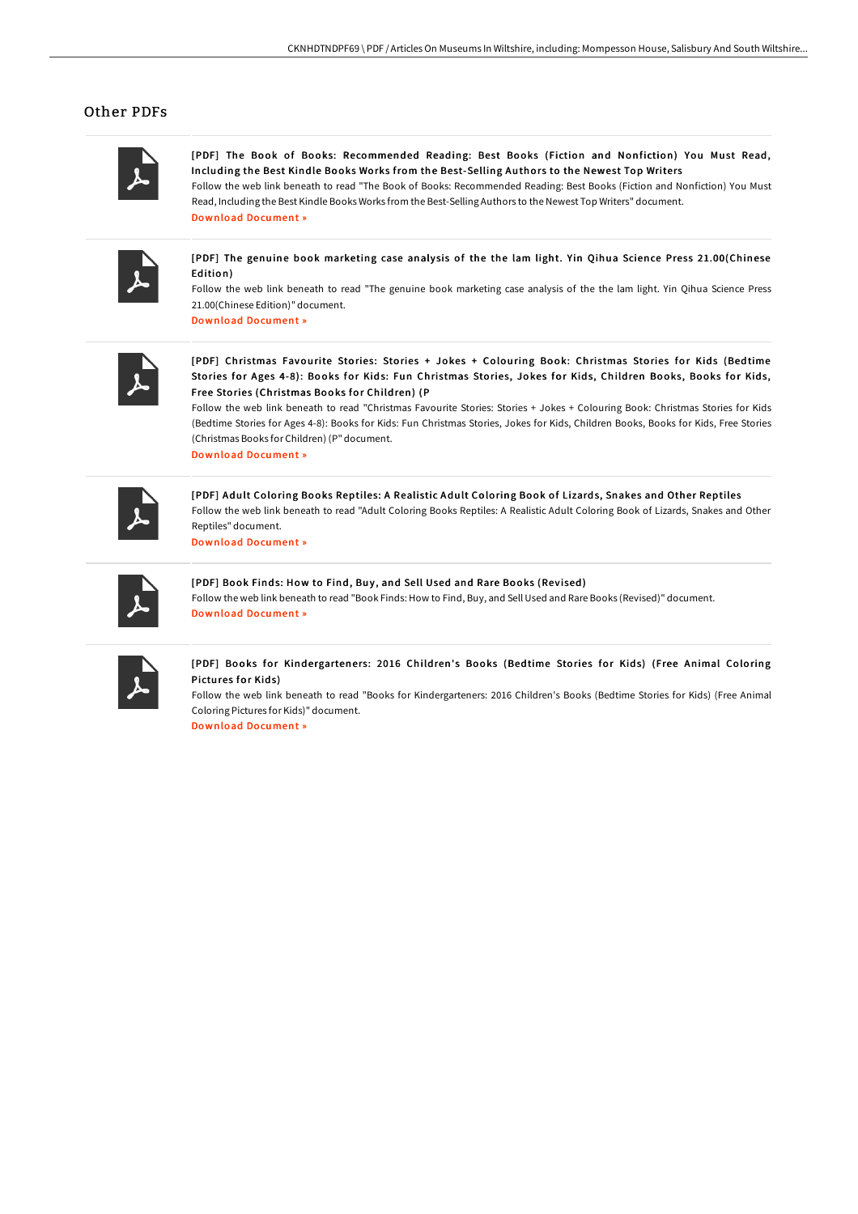## Other PDFs

**[PDF] The Book of Books: Recommended Reading: Best Books (Fiction and Nonfiction) You Must Read, Including the Best Kindle Books Works from the Best-Selling Authors to the Newest Top Writers**

Follow the web link beneath to read "The Book of Books: Recommended Reading: Best Books (Fiction and Nonfiction) You Must Read, Including the Best Kindle Books Works from the Best-Selling Authors to the Newest Top Writers" document.

Download Document »

**[PDF] The genuine book marketing case analysis of the the lam light. Yin Qihua Science Press 21.00(Chinese Edition)**

Follow the web link beneath to read "The genuine book marketing case analysis of the the lam light. Yin Qihua Science Press 21.00(Chinese Edition)" document.

Download Document »

**[PDF] Christmas Favourite Stories: Stories + Jokes + Colouring Book: Christmas Stories for Kids (Bedtime Stories for Ages 4-8): Books for Kids: Fun Christmas Stories, Jokes for Kids, Children Books, Books for Kids, Free Stories (Christmas Books for Children) (P**

Follow the web link beneath to read "Christmas Favourite Stories: Stories + Jokes + Colouring Book: Christmas Stories for Kids (Bedtime Stories for Ages 4-8): Books for Kids: Fun Christmas Stories, Jokes for Kids, Children Books, Books for Kids, Free Stories (Christmas Books for Children) (P" document.

Download Document »

**[PDF] Adult Coloring Books Reptiles: A Realistic Adult Coloring Book of Lizards, Snakes and Other Reptiles**

Follow the web link beneath to read "Adult Coloring Books Reptiles: A Realistic Adult Coloring Book of Lizards, Snakes and Other Reptiles" document.

Download Document »

**[PDF] Book Finds: How to Find, Buy, and Sell Used and Rare Books (Revised)**

Follow the web link beneath to read "Book Finds: How to Find, Buy, and Sell Used and Rare Books (Revised)" document.

Download Document »

**[PDF] Books for Kindergarteners: 2016 Children's Books (Bedtime Stories for Kids) (Free Animal Coloring Pictures for Kids)**

Follow the web link beneath to read "Books for Kindergarteners: 2016 Children's Books (Bedtime Stories for Kids) (Free Animal Coloring Pictures for Kids)" document.

Download Document »